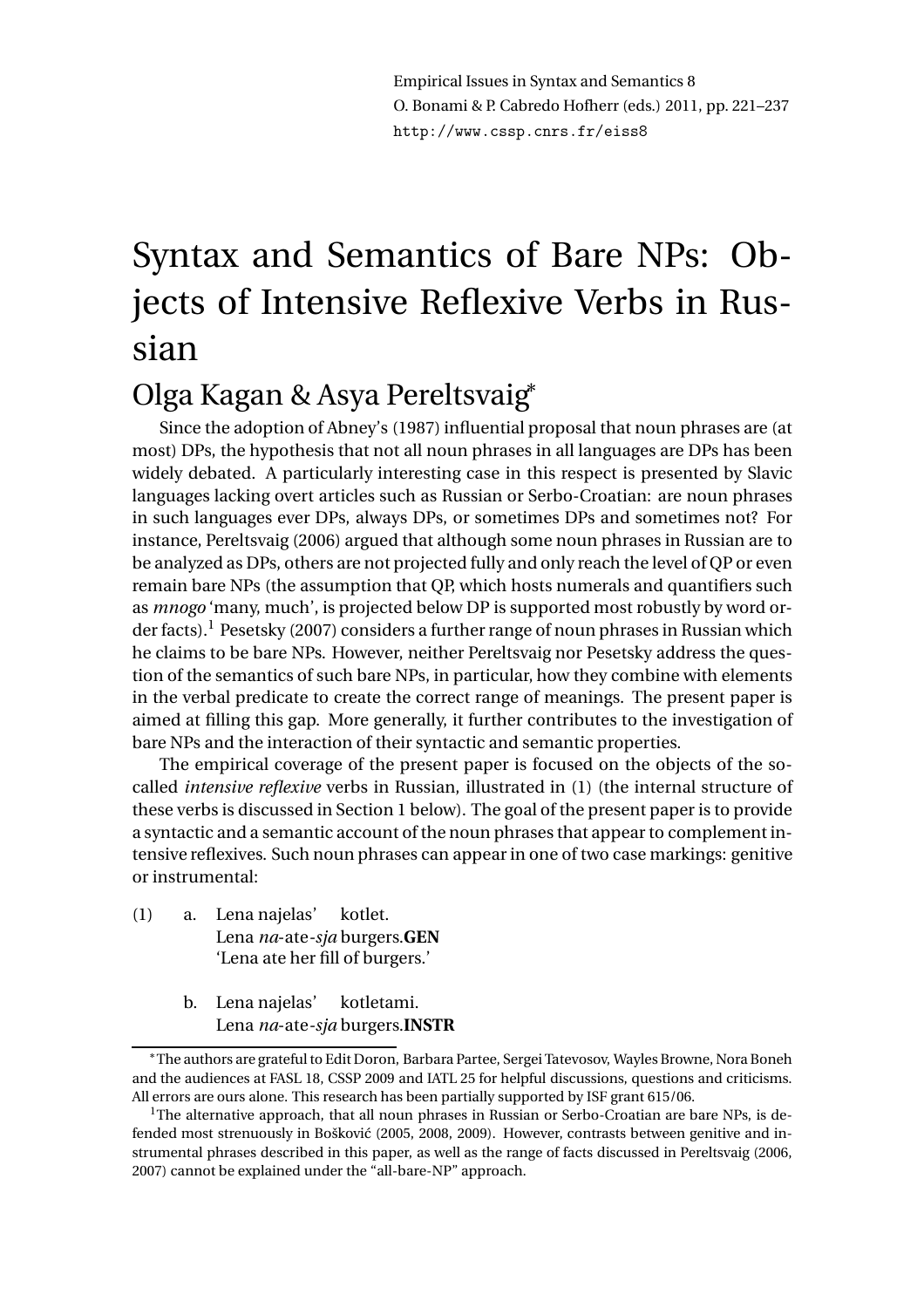Empirical Issues in Syntax and Semantics 8
O. Bonami & P. Cabredo Hofherr (eds.) 2011, pp. 221–237
http://www.cssp.cnrs.fr/eiss8

# Syntax and Semantics of Bare NPs: Objects of Intensive Reflexive Verbs in Russian

## Olga Kagan & Asya Pereltsvaig*

Since the adoption of Abney's (1987) influential proposal that noun phrases are (at most) DPs, the hypothesis that not all noun phrases in all languages are DPs has been widely debated. A particularly interesting case in this respect is presented by Slavic languages lacking overt articles such as Russian or Serbo-Croatian: are noun phrases in such languages ever DPs, always DPs, or sometimes DPs and sometimes not? For instance, Pereltsvaig (2006) argued that although some noun phrases in Russian are to be analyzed as DPs, others are not projected fully and only reach the level of QP or even remain bare NPs (the assumption that QP, which hosts numerals and quantifiers such as *mnogo* 'many, much', is projected below DP is supported most robustly by word order facts).[1] Pesetsky (2007) considers a further range of noun phrases in Russian which he claims to be bare NPs. However, neither Pereltsvaig nor Pesetsky address the question of the semantics of such bare NPs, in particular, how they combine with elements in the verbal predicate to create the correct range of meanings. The present paper is aimed at filling this gap. More generally, it further contributes to the investigation of bare NPs and the interaction of their syntactic and semantic properties.

The empirical coverage of the present paper is focused on the objects of the so-called *intensive reflexive* verbs in Russian, illustrated in (1) (the internal structure of these verbs is discussed in Section 1 below). The goal of the present paper is to provide a syntactic and a semantic account of the noun phrases that appear to complement intensive reflexives. Such noun phrases can appear in one of two case markings: genitive or instrumental:

(1) a. Lena najelas' kotlet.
Lena *na*-ate-*sja* burgers.**GEN**
'Lena ate her fill of burgers.'

b. Lena najelas' kotletami.
Lena *na*-ate-*sja* burgers.**INSTR**

---

*The authors are grateful to Edit Doron, Barbara Partee, Sergei Tatevosov, Wayles Browne, Nora Boneh and the audiences at FASL 18, CSSP 2009 and IATL 25 for helpful discussions, questions and criticisms. All errors are ours alone. This research has been partially supported by ISF grant 615/06.

[1]The alternative approach, that all noun phrases in Russian or Serbo-Croatian are bare NPs, is defended most strenuously in Bošković (2005, 2008, 2009). However, contrasts between genitive and instrumental phrases described in this paper, as well as the range of facts discussed in Pereltsvaig (2006, 2007) cannot be explained under the "all-bare-NP" approach.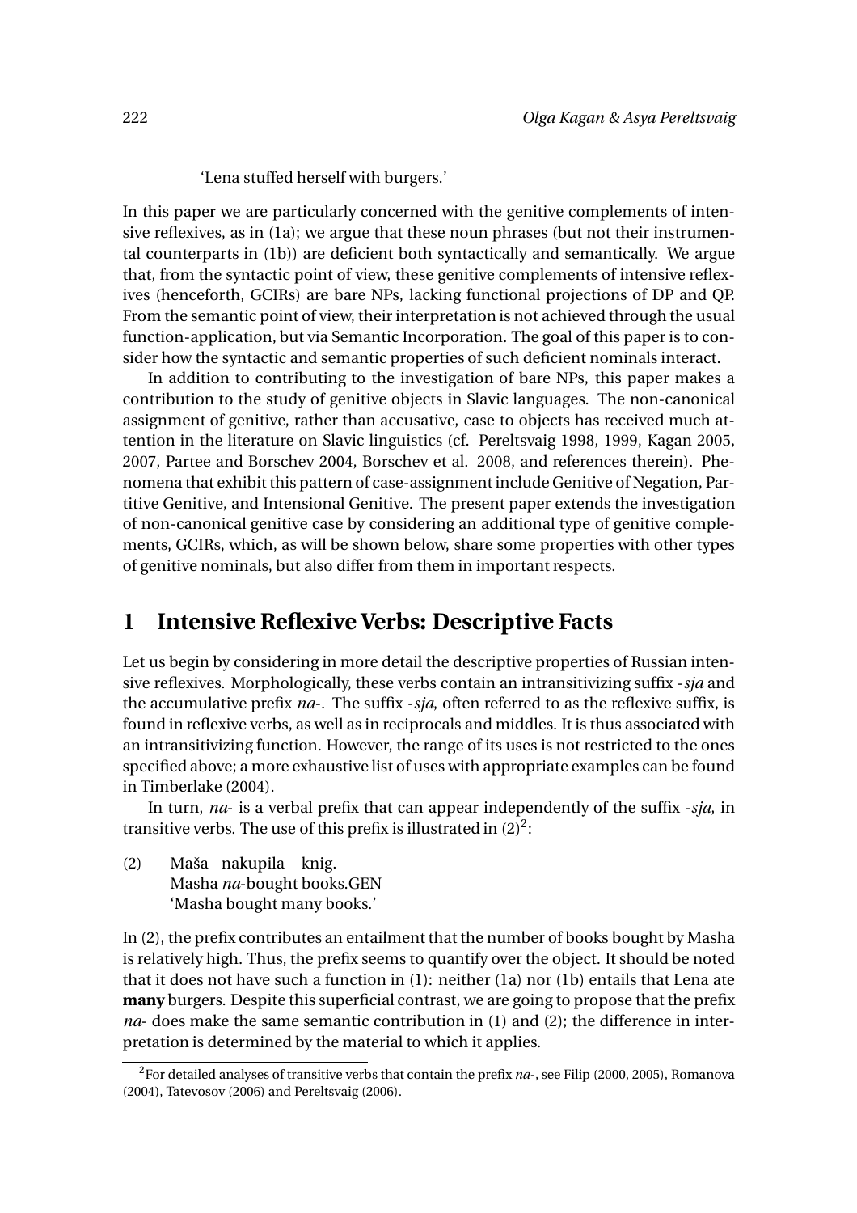'Lena stuffed herself with burgers.'

In this paper we are particularly concerned with the genitive complements of intensive reflexives, as in (1a); we argue that these noun phrases (but not their instrumental counterparts in (1b)) are deficient both syntactically and semantically. We argue that, from the syntactic point of view, these genitive complements of intensive reflexives (henceforth, GCIRs) are bare NPs, lacking functional projections of DP and QP. From the semantic point of view, their interpretation is not achieved through the usual function-application, but via Semantic Incorporation. The goal of this paper is to consider how the syntactic and semantic properties of such deficient nominals interact.

In addition to contributing to the investigation of bare NPs, this paper makes a contribution to the study of genitive objects in Slavic languages. The non-canonical assignment of genitive, rather than accusative, case to objects has received much attention in the literature on Slavic linguistics (cf. Pereltsvaig 1998, 1999, Kagan 2005, 2007, Partee and Borschev 2004, Borschev et al. 2008, and references therein). Phenomena that exhibit this pattern of case-assignment include Genitive of Negation, Partitive Genitive, and Intensional Genitive. The present paper extends the investigation of non-canonical genitive case by considering an additional type of genitive complements, GCIRs, which, as will be shown below, share some properties with other types of genitive nominals, but also differ from them in important respects.

## 1 Intensive Reflexive Verbs: Descriptive Facts

Let us begin by considering in more detail the descriptive properties of Russian intensive reflexives. Morphologically, these verbs contain an intransitivizing suffix *-sja* and the accumulative prefix *na-*. The suffix *-sja*, often referred to as the reflexive suffix, is found in reflexive verbs, as well as in reciprocals and middles. It is thus associated with an intransitivizing function. However, the range of its uses is not restricted to the ones specified above; a more exhaustive list of uses with appropriate examples can be found in Timberlake (2004).

In turn, *na-* is a verbal prefix that can appear independently of the suffix *-sja*, in transitive verbs. The use of this prefix is illustrated in (2)[2]:

(2) Maša nakupila knig.
    Masha *na*-bought books.GEN
    'Masha bought many books.'

In (2), the prefix contributes an entailment that the number of books bought by Masha is relatively high. Thus, the prefix seems to quantify over the object. It should be noted that it does not have such a function in (1): neither (1a) nor (1b) entails that Lena ate **many** burgers. Despite this superficial contrast, we are going to propose that the prefix *na-* does make the same semantic contribution in (1) and (2); the difference in interpretation is determined by the material to which it applies.

[2]For detailed analyses of transitive verbs that contain the prefix *na-*, see Filip (2000, 2005), Romanova (2004), Tatevosov (2006) and Pereltsvaig (2006).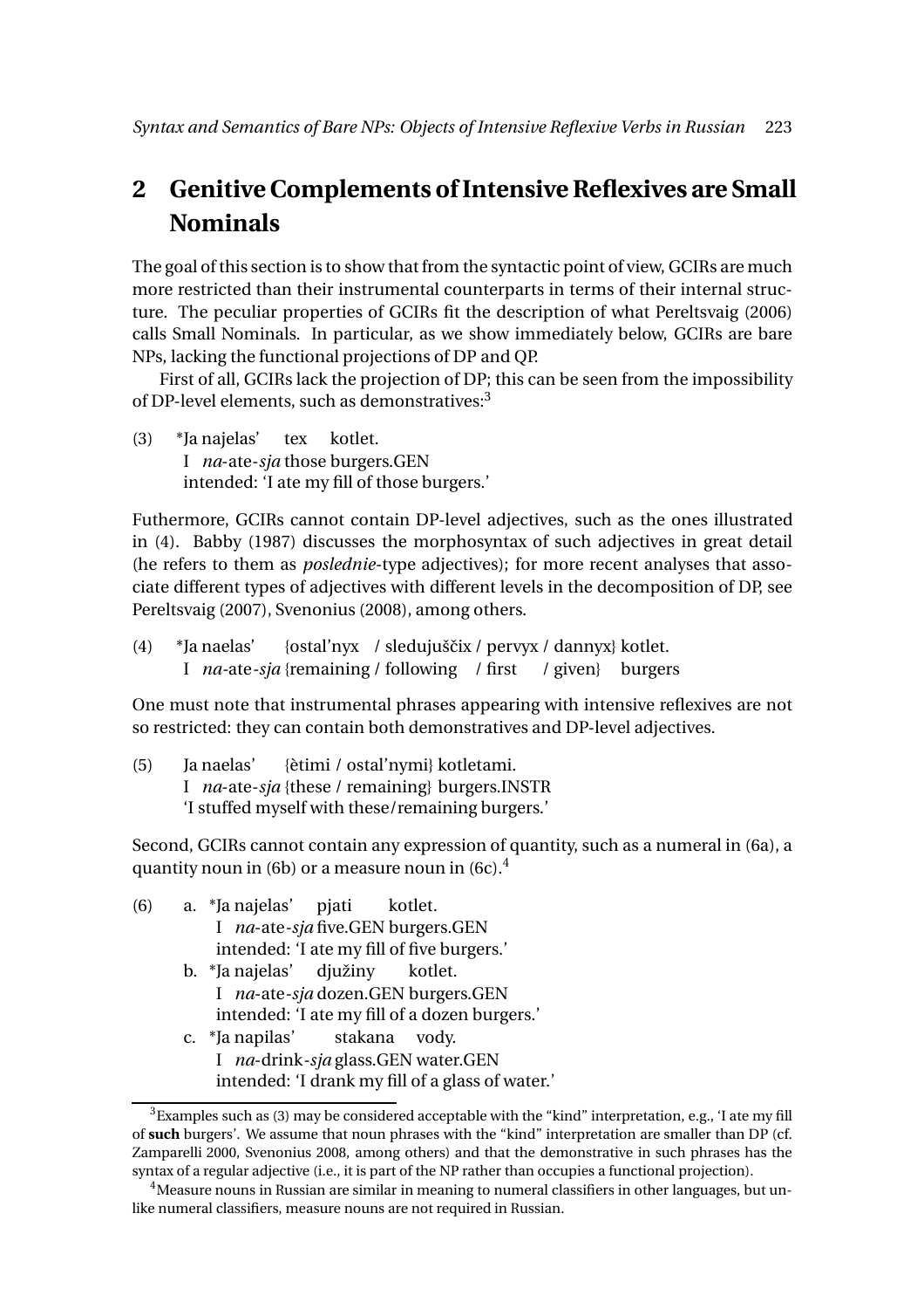## 2 Genitive Complements of Intensive Reflexives are Small Nominals

The goal of this section is to show that from the syntactic point of view, GCIRs are much more restricted than their instrumental counterparts in terms of their internal structure. The peculiar properties of GCIRs fit the description of what Pereltsvaig (2006) calls Small Nominals. In particular, as we show immediately below, GCIRs are bare NPs, lacking the functional projections of DP and QP.

First of all, GCIRs lack the projection of DP; this can be seen from the impossibility of DP-level elements, such as demonstratives:[3]

(3) \*Ja najelas' tex kotlet.
I *na*-ate-*sja* those burgers.GEN
intended: 'I ate my fill of those burgers.'

Futhermore, GCIRs cannot contain DP-level adjectives, such as the ones illustrated in (4). Babby (1987) discusses the morphosyntax of such adjectives in great detail (he refers to them as *poslednie*-type adjectives); for more recent analyses that associate different types of adjectives with different levels in the decomposition of DP, see Pereltsvaig (2007), Svenonius (2008), among others.

(4) \*Ja naelas' {ostal'nyx / sledujuščix / pervyx / dannyx} kotlet.
I *na*-ate-*sja* {remaining / following / first / given} burgers

One must note that instrumental phrases appearing with intensive reflexives are not so restricted: they can contain both demonstratives and DP-level adjectives.

(5) Ja naelas' {ètimi / ostal'nymi} kotletami.
I *na*-ate-*sja* {these / remaining} burgers.INSTR
'I stuffed myself with these/remaining burgers.'

Second, GCIRs cannot contain any expression of quantity, such as a numeral in (6a), a quantity noun in (6b) or a measure noun in (6c).[4]

(6) a. \*Ja najelas' pjati kotlet.
I *na*-ate-*sja* five.GEN burgers.GEN
intended: 'I ate my fill of five burgers.'

b. \*Ja najelas' djužiny kotlet.
I *na*-ate-*sja* dozen.GEN burgers.GEN
intended: 'I ate my fill of a dozen burgers.'

c. \*Ja napilas' stakana vody.
I *na*-drink-*sja* glass.GEN water.GEN
intended: 'I drank my fill of a glass of water.'

---

[3] Examples such as (3) may be considered acceptable with the "kind" interpretation, e.g., 'I ate my fill of **such** burgers'. We assume that noun phrases with the "kind" interpretation are smaller than DP (cf. Zamparelli 2000, Svenonius 2008, among others) and that the demonstrative in such phrases has the syntax of a regular adjective (i.e., it is part of the NP rather than occupies a functional projection).

[4] Measure nouns in Russian are similar in meaning to numeral classifiers in other languages, but unlike numeral classifiers, measure nouns are not required in Russian.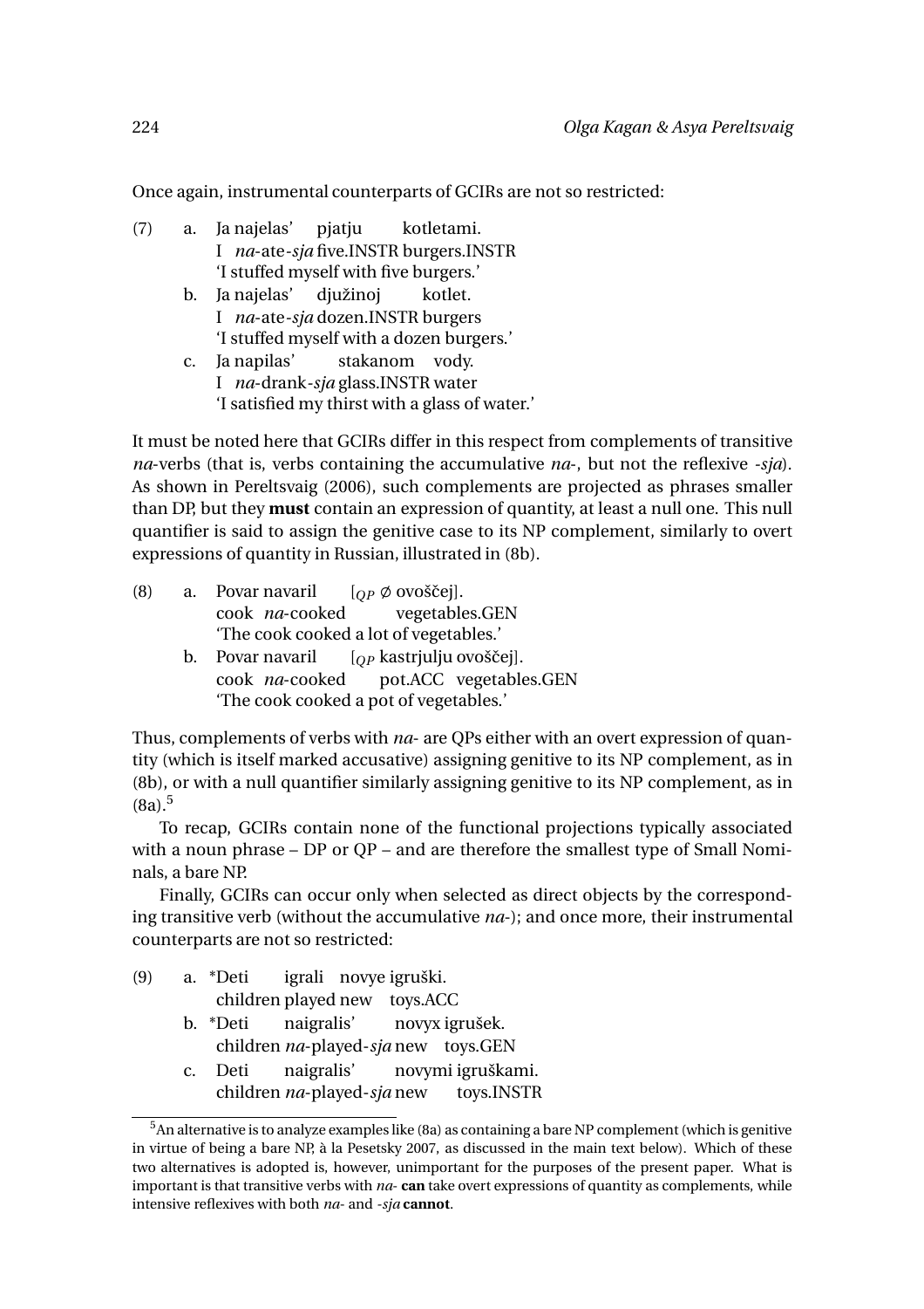Once again, instrumental counterparts of GCIRs are not so restricted:

(7) a. Ja najelas' pjatju kotletami.  
  I *na*-ate-*sja* five.INSTR burgers.INSTR  
  'I stuffed myself with five burgers.'

 b. Ja najelas' djužinoj kotlet.  
  I *na*-ate-*sja* dozen.INSTR burgers  
  'I stuffed myself with a dozen burgers.'

 c. Ja napilas' stakanom vody.  
  I *na*-drank-*sja* glass.INSTR water  
  'I satisfied my thirst with a glass of water.'

It must be noted here that GCIRs differ in this respect from complements of transitive *na*-verbs (that is, verbs containing the accumulative *na*-, but not the reflexive -*sja*). As shown in Pereltsvaig (2006), such complements are projected as phrases smaller than DP, but they **must** contain an expression of quantity, at least a null one. This null quantifier is said to assign the genitive case to its NP complement, similarly to overt expressions of quantity in Russian, illustrated in (8b).

(8) a. Povar navaril [$_{QP}$ ∅ ovoščej].  
  cook *na*-cooked vegetables.GEN  
  'The cook cooked a lot of vegetables.'

 b. Povar navaril [$_{QP}$ kastrjulju ovoščej].  
  cook *na*-cooked pot.ACC vegetables.GEN  
  'The cook cooked a pot of vegetables.'

Thus, complements of verbs with *na*- are QPs either with an overt expression of quantity (which is itself marked accusative) assigning genitive to its NP complement, as in (8b), or with a null quantifier similarly assigning genitive to its NP complement, as in (8a).[5]

To recap, GCIRs contain none of the functional projections typically associated with a noun phrase – DP or QP – and are therefore the smallest type of Small Nominals, a bare NP.

Finally, GCIRs can occur only when selected as direct objects by the corresponding transitive verb (without the accumulative *na*-); and once more, their instrumental counterparts are not so restricted:

(9) a. *Deti igrali novye igruški.  
  children played new toys.ACC

 b. *Deti naigralis' novyx igrušek.  
  children *na*-played-*sja* new toys.GEN

 c. Deti naigralis' novymi igruškami.  
  children *na*-played-*sja* new toys.INSTR

---

[5] An alternative is to analyze examples like (8a) as containing a bare NP complement (which is genitive in virtue of being a bare NP, à la Pesetsky 2007, as discussed in the main text below). Which of these two alternatives is adopted is, however, unimportant for the purposes of the present paper. What is important is that transitive verbs with *na*- **can** take overt expressions of quantity as complements, while intensive reflexives with both *na*- and -*sja* **cannot**.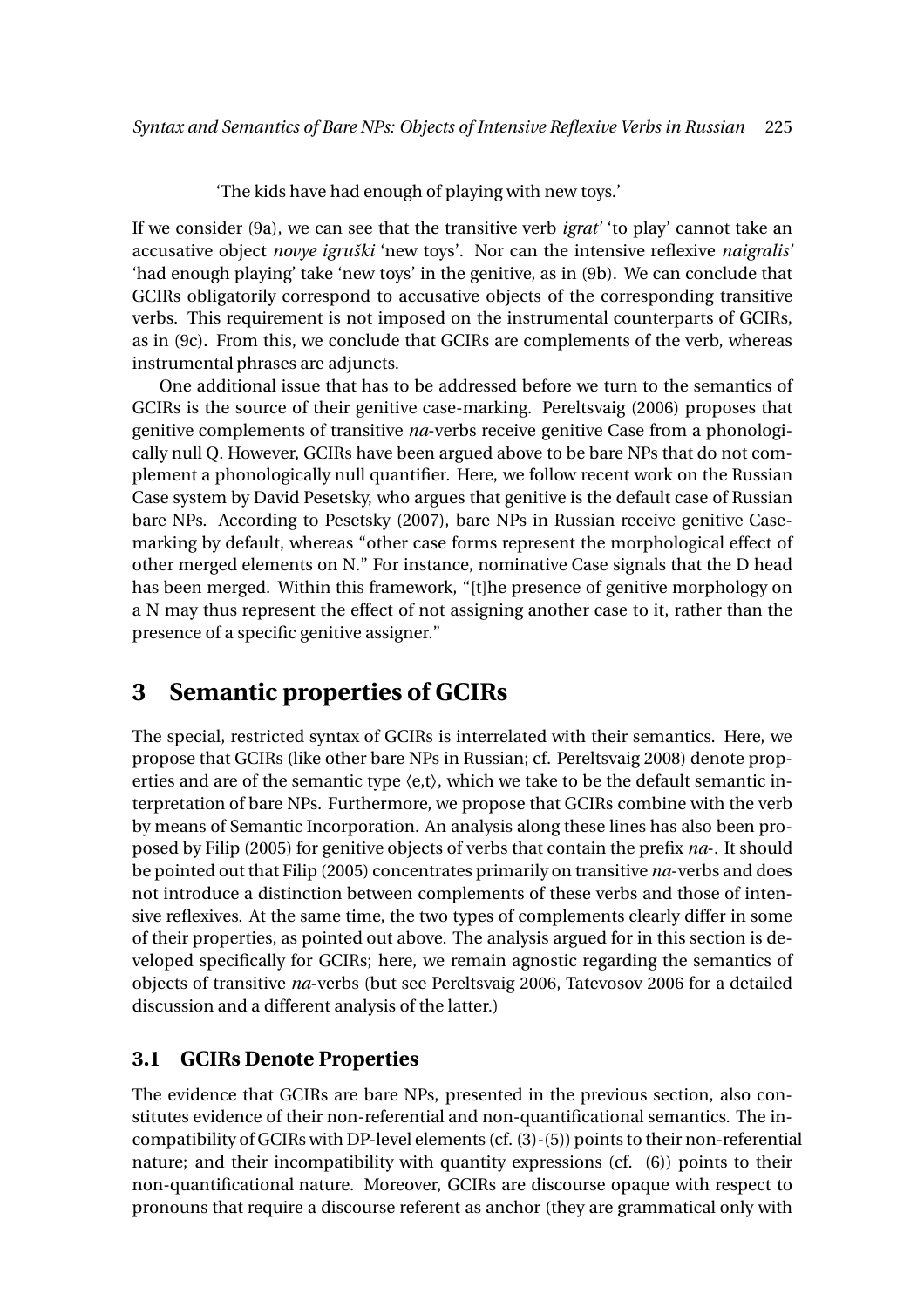'The kids have had enough of playing with new toys.'

If we consider (9a), we can see that the transitive verb *igrat'* 'to play' cannot take an accusative object *novye igruški* 'new toys'. Nor can the intensive reflexive *naigralis'* 'had enough playing' take 'new toys' in the genitive, as in (9b). We can conclude that GCIRs obligatorily correspond to accusative objects of the corresponding transitive verbs. This requirement is not imposed on the instrumental counterparts of GCIRs, as in (9c). From this, we conclude that GCIRs are complements of the verb, whereas instrumental phrases are adjuncts.

One additional issue that has to be addressed before we turn to the semantics of GCIRs is the source of their genitive case-marking. Pereltsvaig (2006) proposes that genitive complements of transitive *na*-verbs receive genitive Case from a phonologically null Q. However, GCIRs have been argued above to be bare NPs that do not complement a phonologically null quantifier. Here, we follow recent work on the Russian Case system by David Pesetsky, who argues that genitive is the default case of Russian bare NPs. According to Pesetsky (2007), bare NPs in Russian receive genitive Case-marking by default, whereas "other case forms represent the morphological effect of other merged elements on N." For instance, nominative Case signals that the D head has been merged. Within this framework, "[t]he presence of genitive morphology on a N may thus represent the effect of not assigning another case to it, rather than the presence of a specific genitive assigner."

# 3 Semantic properties of GCIRs

The special, restricted syntax of GCIRs is interrelated with their semantics. Here, we propose that GCIRs (like other bare NPs in Russian; cf. Pereltsvaig 2008) denote properties and are of the semantic type ⟨e,t⟩, which we take to be the default semantic interpretation of bare NPs. Furthermore, we propose that GCIRs combine with the verb by means of Semantic Incorporation. An analysis along these lines has also been proposed by Filip (2005) for genitive objects of verbs that contain the prefix *na*-. It should be pointed out that Filip (2005) concentrates primarily on transitive *na*-verbs and does not introduce a distinction between complements of these verbs and those of intensive reflexives. At the same time, the two types of complements clearly differ in some of their properties, as pointed out above. The analysis argued for in this section is developed specifically for GCIRs; here, we remain agnostic regarding the semantics of objects of transitive *na*-verbs (but see Pereltsvaig 2006, Tatevosov 2006 for a detailed discussion and a different analysis of the latter.)

## 3.1 GCIRs Denote Properties

The evidence that GCIRs are bare NPs, presented in the previous section, also constitutes evidence of their non-referential and non-quantificational semantics. The incompatibility of GCIRs with DP-level elements (cf. (3)-(5)) points to their non-referential nature; and their incompatibility with quantity expressions (cf. (6)) points to their non-quantificational nature. Moreover, GCIRs are discourse opaque with respect to pronouns that require a discourse referent as anchor (they are grammatical only with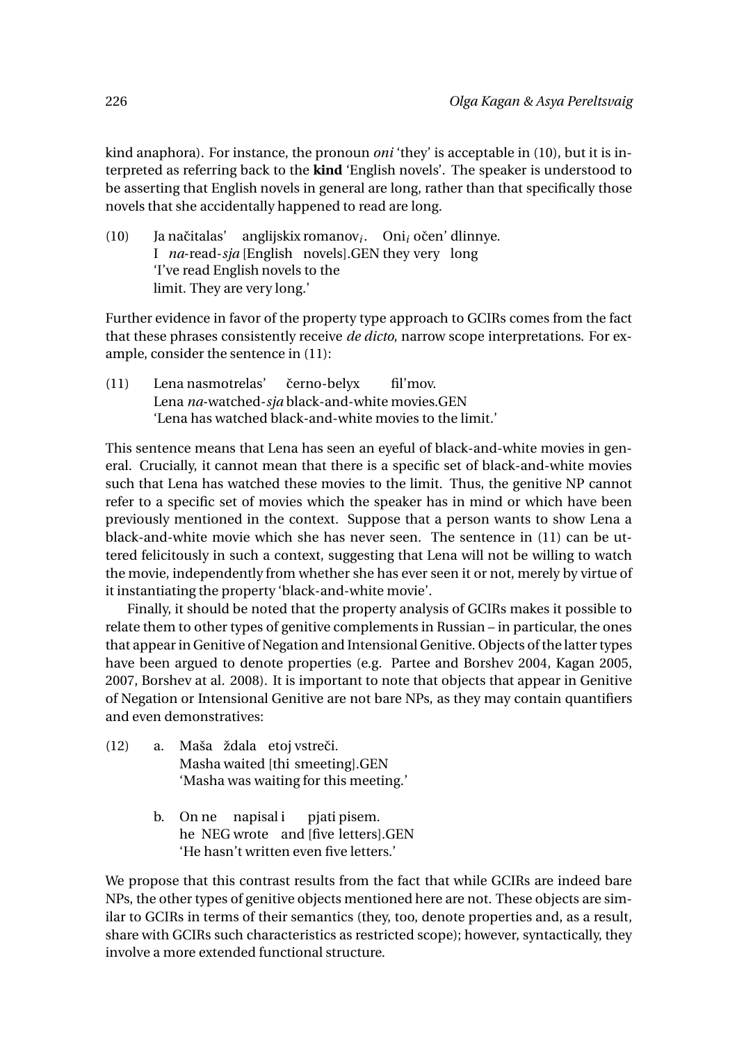kind anaphora). For instance, the pronoun *oni* 'they' is acceptable in (10), but it is interpreted as referring back to the **kind** 'English novels'. The speaker is understood to be asserting that English novels in general are long, rather than that specifically those novels that she accidentally happened to read are long.

(10) Ja načitalas' anglijskix romanov$_i$. Oni$_i$ očen' dlinnye.
I *na*-read-*sja* [English novels].GEN they very long
'I've read English novels to the limit. They are very long.'

Further evidence in favor of the property type approach to GCIRs comes from the fact that these phrases consistently receive *de dicto*, narrow scope interpretations. For example, consider the sentence in (11):

(11) Lena nasmotrelas' černo-belyx fil'mov.
Lena *na*-watched-*sja* black-and-white movies.GEN
'Lena has watched black-and-white movies to the limit.'

This sentence means that Lena has seen an eyeful of black-and-white movies in general. Crucially, it cannot mean that there is a specific set of black-and-white movies such that Lena has watched these movies to the limit. Thus, the genitive NP cannot refer to a specific set of movies which the speaker has in mind or which have been previously mentioned in the context. Suppose that a person wants to show Lena a black-and-white movie which she has never seen. The sentence in (11) can be uttered felicitously in such a context, suggesting that Lena will not be willing to watch the movie, independently from whether she has ever seen it or not, merely by virtue of it instantiating the property 'black-and-white movie'.

Finally, it should be noted that the property analysis of GCIRs makes it possible to relate them to other types of genitive complements in Russian – in particular, the ones that appear in Genitive of Negation and Intensional Genitive. Objects of the latter types have been argued to denote properties (e.g. Partee and Borshev 2004, Kagan 2005, 2007, Borshev at al. 2008). It is important to note that objects that appear in Genitive of Negation or Intensional Genitive are not bare NPs, as they may contain quantifiers and even demonstratives:

(12) a. Maša ždala etoj vstreči.
Masha waited [thi smeeting].GEN
'Masha was waiting for this meeting.'

b. On ne napisal i pjati pisem.
he NEG wrote and [five letters].GEN
'He hasn't written even five letters.'

We propose that this contrast results from the fact that while GCIRs are indeed bare NPs, the other types of genitive objects mentioned here are not. These objects are similar to GCIRs in terms of their semantics (they, too, denote properties and, as a result, share with GCIRs such characteristics as restricted scope); however, syntactically, they involve a more extended functional structure.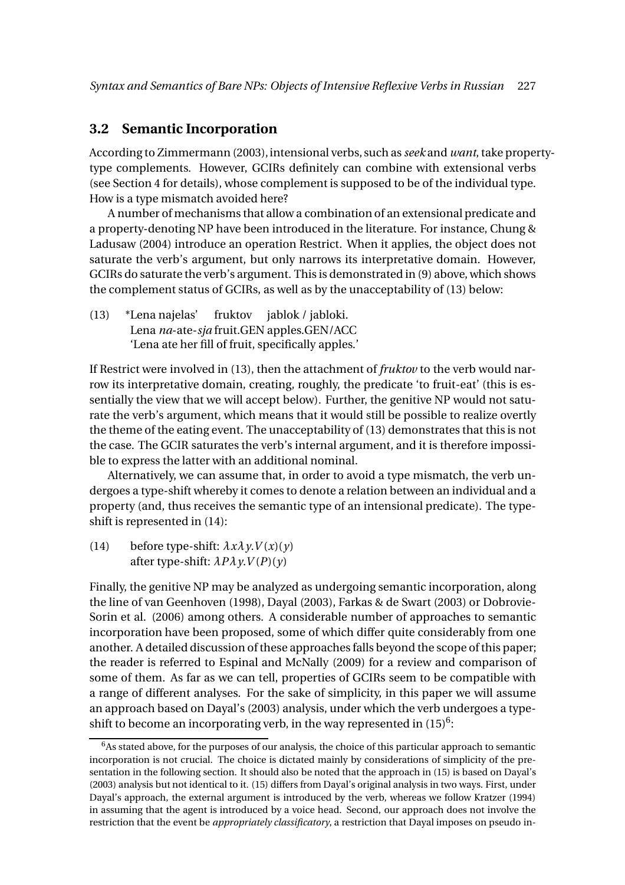## 3.2 Semantic Incorporation

According to Zimmermann (2003), intensional verbs, such as *seek* and *want*, take property-type complements. However, GCIRs definitely can combine with extensional verbs (see Section 4 for details), whose complement is supposed to be of the individual type. How is a type mismatch avoided here?

A number of mechanisms that allow a combination of an extensional predicate and a property-denoting NP have been introduced in the literature. For instance, Chung & Ladusaw (2004) introduce an operation Restrict. When it applies, the object does not saturate the verb's argument, but only narrows its interpretative domain. However, GCIRs do saturate the verb's argument. This is demonstrated in (9) above, which shows the complement status of GCIRs, as well as by the unacceptability of (13) below:

(13) \*Lena najelas' fruktov jablok / jabloki.
Lena *na*-ate-*sja* fruit.GEN apples.GEN/ACC
'Lena ate her fill of fruit, specifically apples.'

If Restrict were involved in (13), then the attachment of *fruktov* to the verb would narrow its interpretative domain, creating, roughly, the predicate 'to fruit-eat' (this is essentially the view that we will accept below). Further, the genitive NP would not saturate the verb's argument, which means that it would still be possible to realize overtly the theme of the eating event. The unacceptability of (13) demonstrates that this is not the case. The GCIR saturates the verb's internal argument, and it is therefore impossible to express the latter with an additional nominal.

Alternatively, we can assume that, in order to avoid a type mismatch, the verb undergoes a type-shift whereby it comes to denote a relation between an individual and a property (and, thus receives the semantic type of an intensional predicate). The type-shift is represented in (14):

(14) before type-shift: $\lambda x \lambda y. V(x)(y)$
after type-shift: $\lambda P \lambda y. V(P)(y)$

Finally, the genitive NP may be analyzed as undergoing semantic incorporation, along the line of van Geenhoven (1998), Dayal (2003), Farkas & de Swart (2003) or Dobrovie-Sorin et al. (2006) among others. A considerable number of approaches to semantic incorporation have been proposed, some of which differ quite considerably from one another. A detailed discussion of these approaches falls beyond the scope of this paper; the reader is referred to Espinal and McNally (2009) for a review and comparison of some of them. As far as we can tell, properties of GCIRs seem to be compatible with a range of different analyses. For the sake of simplicity, in this paper we will assume an approach based on Dayal's (2003) analysis, under which the verb undergoes a type-shift to become an incorporating verb, in the way represented in (15)[6]:

[6] As stated above, for the purposes of our analysis, the choice of this particular approach to semantic incorporation is not crucial. The choice is dictated mainly by considerations of simplicity of the presentation in the following section. It should also be noted that the approach in (15) is based on Dayal's (2003) analysis but not identical to it. (15) differs from Dayal's original analysis in two ways. First, under Dayal's approach, the external argument is introduced by the verb, whereas we follow Kratzer (1994) in assuming that the agent is introduced by a voice head. Second, our approach does not involve the restriction that the event be *appropriately classificatory*, a restriction that Dayal imposes on pseudo in-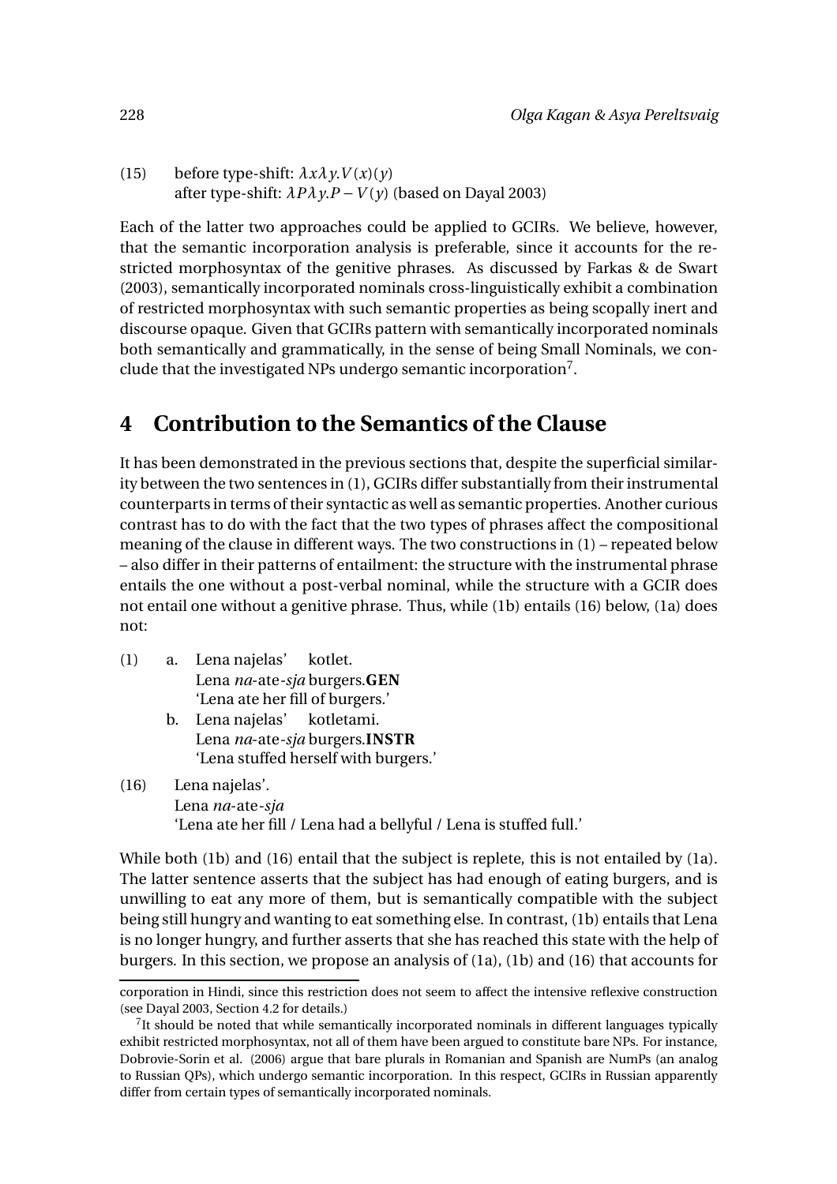(15) before type-shift: $\lambda x \lambda y.V(x)(y)$
after type-shift: $\lambda P \lambda y.P - V(y)$ (based on Dayal 2003)

Each of the latter two approaches could be applied to GCIRs. We believe, however, that the semantic incorporation analysis is preferable, since it accounts for the restricted morphosyntax of the genitive phrases. As discussed by Farkas & de Swart (2003), semantically incorporated nominals cross-linguistically exhibit a combination of restricted morphosyntax with such semantic properties as being scopally inert and discourse opaque. Given that GCIRs pattern with semantically incorporated nominals both semantically and grammatically, in the sense of being Small Nominals, we conclude that the investigated NPs undergo semantic incorporation[7].

# 4 Contribution to the Semantics of the Clause

It has been demonstrated in the previous sections that, despite the superficial similarity between the two sentences in (1), GCIRs differ substantially from their instrumental counterparts in terms of their syntactic as well as semantic properties. Another curious contrast has to do with the fact that the two types of phrases affect the compositional meaning of the clause in different ways. The two constructions in (1) – repeated below – also differ in their patterns of entailment: the structure with the instrumental phrase entails the one without a post-verbal nominal, while the structure with a GCIR does not entail one without a genitive phrase. Thus, while (1b) entails (16) below, (1a) does not:

(1) a. Lena najelas' kotlet.
Lena *na*-ate-*sja* burgers.**GEN**
'Lena ate her fill of burgers.'

b. Lena najelas' kotletami.
Lena *na*-ate-*sja* burgers.**INSTR**
'Lena stuffed herself with burgers.'

(16) Lena najelas'.
Lena *na*-ate-*sja*
'Lena ate her fill / Lena had a bellyful / Lena is stuffed full.'

While both (1b) and (16) entail that the subject is replete, this is not entailed by (1a). The latter sentence asserts that the subject has had enough of eating burgers, and is unwilling to eat any more of them, but is semantically compatible with the subject being still hungry and wanting to eat something else. In contrast, (1b) entails that Lena is no longer hungry, and further asserts that she has reached this state with the help of burgers. In this section, we propose an analysis of (1a), (1b) and (16) that accounts for

corporation in Hindi, since this restriction does not seem to affect the intensive reflexive construction (see Dayal 2003, Section 4.2 for details.)

[7]It should be noted that while semantically incorporated nominals in different languages typically exhibit restricted morphosyntax, not all of them have been argued to constitute bare NPs. For instance, Dobrovie-Sorin et al. (2006) argue that bare plurals in Romanian and Spanish are NumPs (an analog to Russian QPs), which undergo semantic incorporation. In this respect, GCIRs in Russian apparently differ from certain types of semantically incorporated nominals.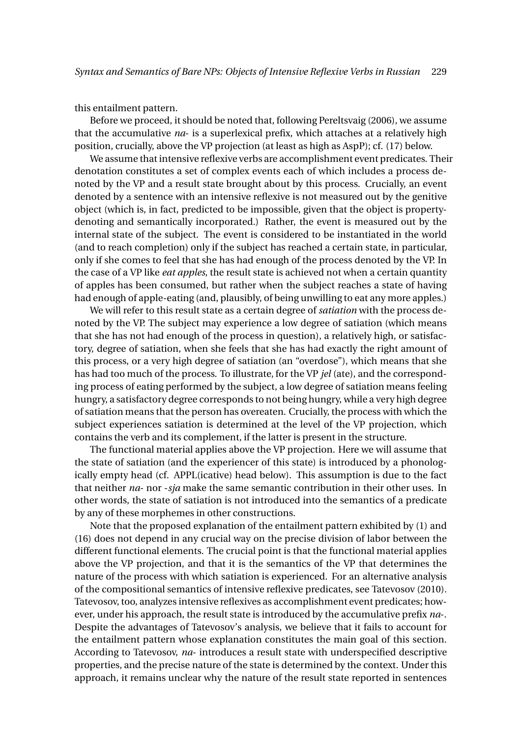this entailment pattern.

Before we proceed, it should be noted that, following Pereltsvaig (2006), we assume that the accumulative *na-* is a superlexical prefix, which attaches at a relatively high position, crucially, above the VP projection (at least as high as AspP); cf. (17) below.

We assume that intensive reflexive verbs are accomplishment event predicates. Their denotation constitutes a set of complex events each of which includes a process denoted by the VP and a result state brought about by this process. Crucially, an event denoted by a sentence with an intensive reflexive is not measured out by the genitive object (which is, in fact, predicted to be impossible, given that the object is property-denoting and semantically incorporated.) Rather, the event is measured out by the internal state of the subject. The event is considered to be instantiated in the world (and to reach completion) only if the subject has reached a certain state, in particular, only if she comes to feel that she has had enough of the process denoted by the VP. In the case of a VP like *eat apples*, the result state is achieved not when a certain quantity of apples has been consumed, but rather when the subject reaches a state of having had enough of apple-eating (and, plausibly, of being unwilling to eat any more apples.)

We will refer to this result state as a certain degree of *satiation* with the process denoted by the VP. The subject may experience a low degree of satiation (which means that she has not had enough of the process in question), a relatively high, or satisfactory, degree of satiation, when she feels that she has had exactly the right amount of this process, or a very high degree of satiation (an "overdose"), which means that she has had too much of the process. To illustrate, for the VP *jel* (ate), and the corresponding process of eating performed by the subject, a low degree of satiation means feeling hungry, a satisfactory degree corresponds to not being hungry, while a very high degree of satiation means that the person has overeaten. Crucially, the process with which the subject experiences satiation is determined at the level of the VP projection, which contains the verb and its complement, if the latter is present in the structure.

The functional material applies above the VP projection. Here we will assume that the state of satiation (and the experiencer of this state) is introduced by a phonologically empty head (cf. APPL(icative) head below). This assumption is due to the fact that neither *na-* nor *-sja* make the same semantic contribution in their other uses. In other words, the state of satiation is not introduced into the semantics of a predicate by any of these morphemes in other constructions.

Note that the proposed explanation of the entailment pattern exhibited by (1) and (16) does not depend in any crucial way on the precise division of labor between the different functional elements. The crucial point is that the functional material applies above the VP projection, and that it is the semantics of the VP that determines the nature of the process with which satiation is experienced. For an alternative analysis of the compositional semantics of intensive reflexive predicates, see Tatevosov (2010). Tatevosov, too, analyzes intensive reflexives as accomplishment event predicates; however, under his approach, the result state is introduced by the accumulative prefix *na-*. Despite the advantages of Tatevosov's analysis, we believe that it fails to account for the entailment pattern whose explanation constitutes the main goal of this section. According to Tatevosov, *na-* introduces a result state with underspecified descriptive properties, and the precise nature of the state is determined by the context. Under this approach, it remains unclear why the nature of the result state reported in sentences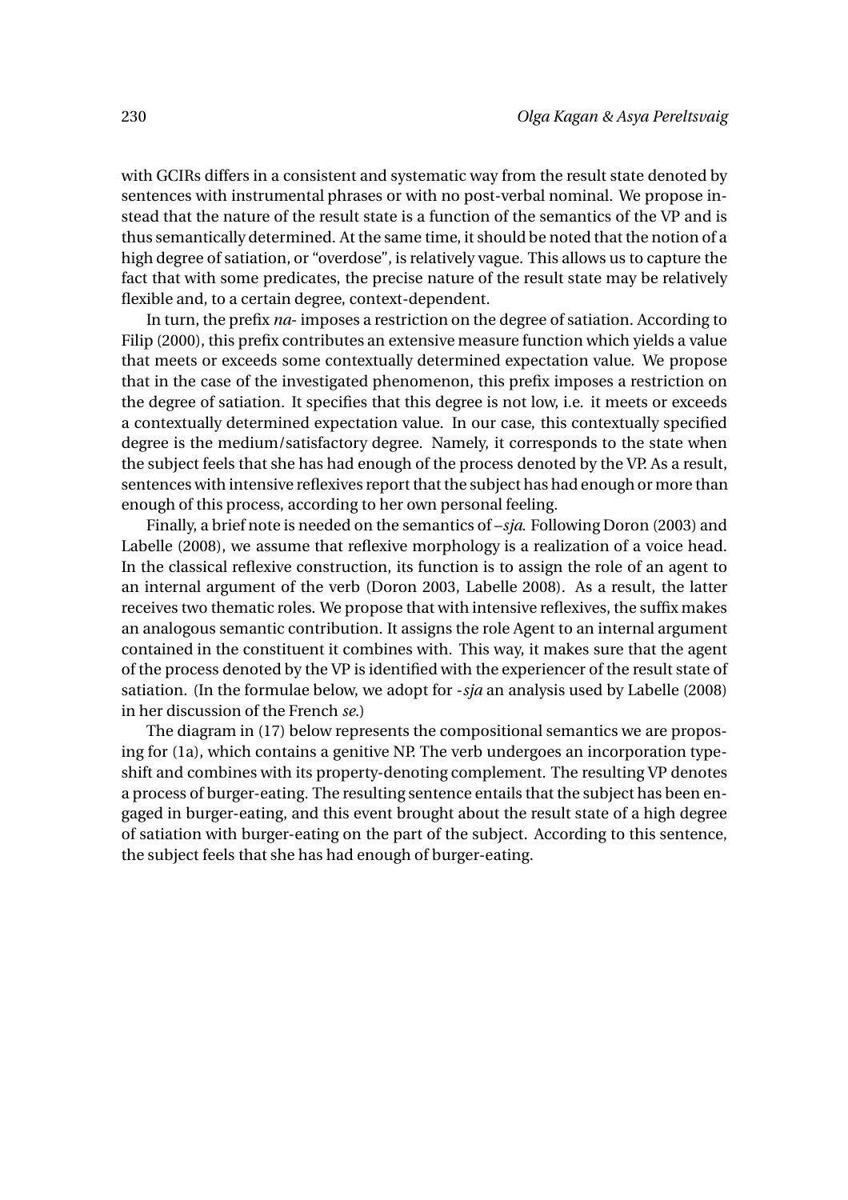with GCIRs differs in a consistent and systematic way from the result state denoted by sentences with instrumental phrases or with no post-verbal nominal. We propose instead that the nature of the result state is a function of the semantics of the VP and is thus semantically determined. At the same time, it should be noted that the notion of a high degree of satiation, or "overdose", is relatively vague. This allows us to capture the fact that with some predicates, the precise nature of the result state may be relatively flexible and, to a certain degree, context-dependent.

In turn, the prefix *na-* imposes a restriction on the degree of satiation. According to Filip (2000), this prefix contributes an extensive measure function which yields a value that meets or exceeds some contextually determined expectation value. We propose that in the case of the investigated phenomenon, this prefix imposes a restriction on the degree of satiation. It specifies that this degree is not low, i.e. it meets or exceeds a contextually determined expectation value. In our case, this contextually specified degree is the medium/satisfactory degree. Namely, it corresponds to the state when the subject feels that she has had enough of the process denoted by the VP. As a result, sentences with intensive reflexives report that the subject has had enough or more than enough of this process, according to her own personal feeling.

Finally, a brief note is needed on the semantics of *–sja*. Following Doron (2003) and Labelle (2008), we assume that reflexive morphology is a realization of a voice head. In the classical reflexive construction, its function is to assign the role of an agent to an internal argument of the verb (Doron 2003, Labelle 2008). As a result, the latter receives two thematic roles. We propose that with intensive reflexives, the suffix makes an analogous semantic contribution. It assigns the role Agent to an internal argument contained in the constituent it combines with. This way, it makes sure that the agent of the process denoted by the VP is identified with the experiencer of the result state of satiation. (In the formulae below, we adopt for *-sja* an analysis used by Labelle (2008) in her discussion of the French *se*.)

The diagram in (17) below represents the compositional semantics we are proposing for (1a), which contains a genitive NP. The verb undergoes an incorporation type-shift and combines with its property-denoting complement. The resulting VP denotes a process of burger-eating. The resulting sentence entails that the subject has been engaged in burger-eating, and this event brought about the result state of a high degree of satiation with burger-eating on the part of the subject. According to this sentence, the subject feels that she has had enough of burger-eating.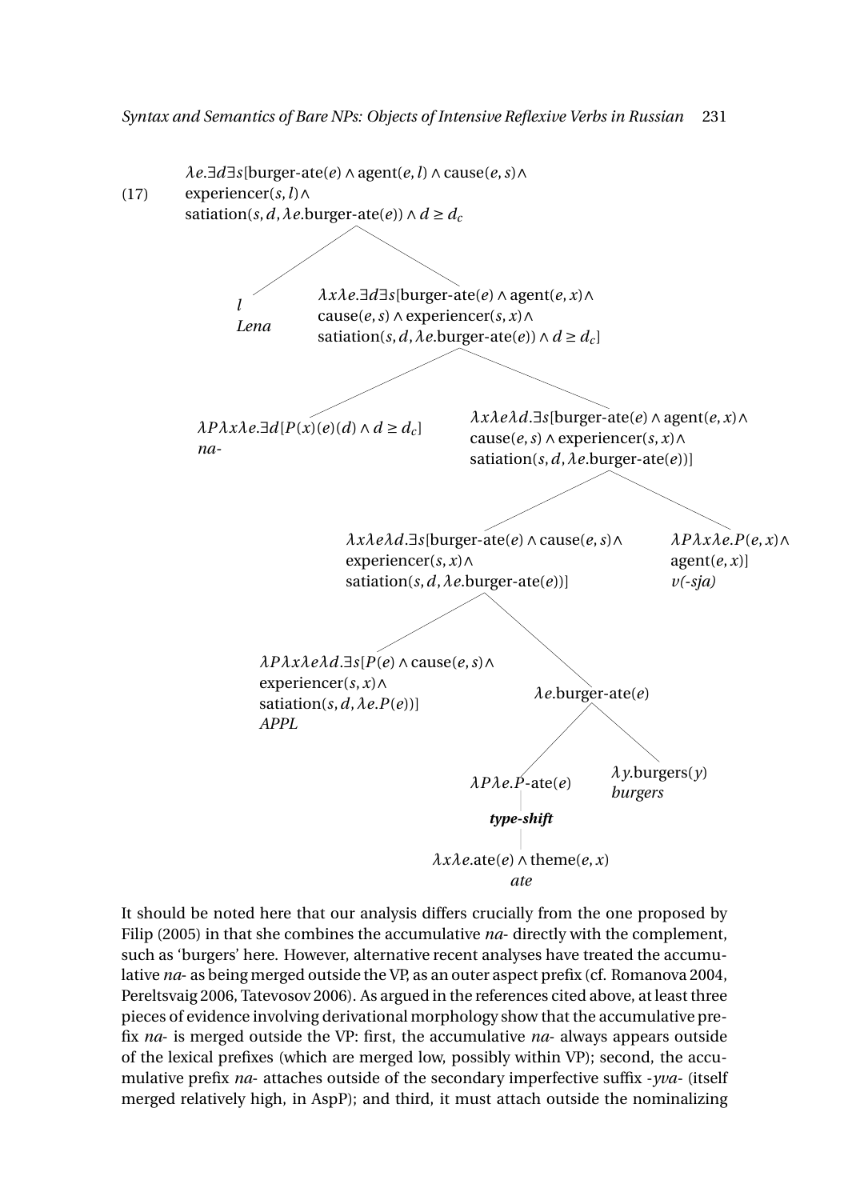(17)

$\lambda e.\exists d \exists s$[burger-ate$(e) \wedge$ agent$(e, l) \wedge$ cause$(e, s) \wedge$
experiencer$(s, l) \wedge$
satiation$(s, d, \lambda e.$burger-ate$(e)) \wedge d \geq d_c$

- $l$ *Lena*
- $\lambda x \lambda e.\exists d \exists s$[burger-ate$(e) \wedge$ agent$(e, x) \wedge$ cause$(e, s) \wedge$ experiencer$(s, x) \wedge$ satiation$(s, d, \lambda e.$burger-ate$(e)) \wedge d \geq d_c$]
  - $\lambda P \lambda x \lambda e.\exists d[P(x)(e)(d) \wedge d \geq d_c]$ *na-*
  - $\lambda x \lambda e \lambda d.\exists s$[burger-ate$(e) \wedge$ agent$(e, x) \wedge$ cause$(e, s) \wedge$ experiencer$(s, x) \wedge$ satiation$(s, d, \lambda e.$burger-ate$(e))$]
    - $\lambda x \lambda e \lambda d.\exists s$[burger-ate$(e) \wedge$ cause$(e, s) \wedge$ experiencer$(s, x) \wedge$ satiation$(s, d, \lambda e.$burger-ate$(e))$]
      - $\lambda P \lambda x \lambda e \lambda d.\exists s[P(e) \wedge$ cause$(e, s) \wedge$ experiencer$(s, x) \wedge$ satiation$(s, d, \lambda e.P(e))$] *APPL*
      - $\lambda e.$burger-ate$(e)$
        - $\lambda P \lambda e.P$-ate$(e)$
          - ***type-shift***
          - $\lambda x \lambda e.$ate$(e) \wedge$ theme$(e, x)$ *ate*
        - $\lambda y.$burgers$(y)$ *burgers*
    - $\lambda P \lambda x \lambda e.P(e, x) \wedge$ agent$(e, x)$] *v(-sja)*

It should be noted here that our analysis differs crucially from the one proposed by Filip (2005) in that she combines the accumulative *na-* directly with the complement, such as 'burgers' here. However, alternative recent analyses have treated the accumulative *na-* as being merged outside the VP, as an outer aspect prefix (cf. Romanova 2004, Pereltsvaig 2006, Tatevosov 2006). As argued in the references cited above, at least three pieces of evidence involving derivational morphology show that the accumulative prefix *na-* is merged outside the VP: first, the accumulative *na-* always appears outside of the lexical prefixes (which are merged low, possibly within VP); second, the accumulative prefix *na-* attaches outside of the secondary imperfective suffix *-yva-* (itself merged relatively high, in AspP); and third, it must attach outside the nominalizing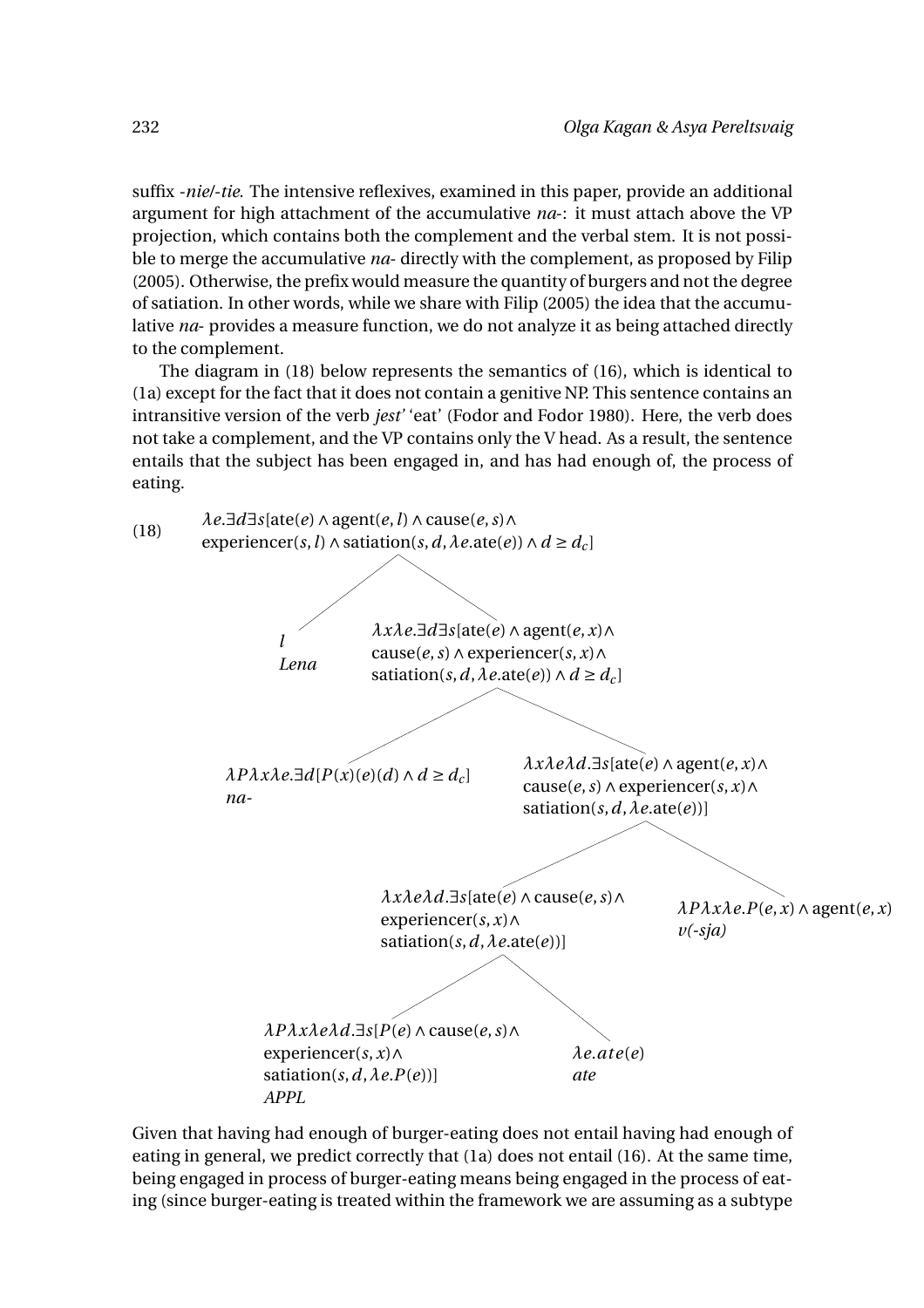suffix *-nie*/*-tie*. The intensive reflexives, examined in this paper, provide an additional argument for high attachment of the accumulative *na-*: it must attach above the VP projection, which contains both the complement and the verbal stem. It is not possible to merge the accumulative *na-* directly with the complement, as proposed by Filip (2005). Otherwise, the prefix would measure the quantity of burgers and not the degree of satiation. In other words, while we share with Filip (2005) the idea that the accumulative *na-* provides a measure function, we do not analyze it as being attached directly to the complement.

The diagram in (18) below represents the semantics of (16), which is identical to (1a) except for the fact that it does not contain a genitive NP. This sentence contains an intransitive version of the verb *jest'* 'eat' (Fodor and Fodor 1980). Here, the verb does not take a complement, and the VP contains only the V head. As a result, the sentence entails that the subject has been engaged in, and has had enough of, the process of eating.

(18)

- Root: $\lambda e.\exists d \exists s[\text{ate}(e) \wedge \text{agent}(e,l) \wedge \text{cause}(e,s) \wedge \text{experiencer}(s,l) \wedge \text{satiation}(s,d,\lambda e.\text{ate}(e)) \wedge d \geq d_c]$
  - $l$ *Lena*
  - $\lambda x \lambda e.\exists d \exists s[\text{ate}(e) \wedge \text{agent}(e,x) \wedge \text{cause}(e,s) \wedge \text{experiencer}(s,x) \wedge \text{satiation}(s,d,\lambda e.\text{ate}(e)) \wedge d \geq d_c]$
    - $\lambda P \lambda x \lambda e.\exists d[P(x)(e)(d) \wedge d \geq d_c]$ *na-*
    - $\lambda x \lambda e \lambda d.\exists s[\text{ate}(e) \wedge \text{agent}(e,x) \wedge \text{cause}(e,s) \wedge \text{experiencer}(s,x) \wedge \text{satiation}(s,d,\lambda e.\text{ate}(e))]$
      - $\lambda x \lambda e \lambda d.\exists s[\text{ate}(e) \wedge \text{cause}(e,s) \wedge \text{experiencer}(s,x) \wedge \text{satiation}(s,d,\lambda e.\text{ate}(e))]$
        - $\lambda P \lambda x \lambda e \lambda d.\exists s[P(e) \wedge \text{cause}(e,s) \wedge \text{experiencer}(s,x) \wedge \text{satiation}(s,d,\lambda e.P(e))]$ *APPL*
        - $\lambda e.ate(e)$ *ate*
      - $\lambda P \lambda x \lambda e.P(e,x) \wedge \text{agent}(e,x)$ *v(-sja)*

Given that having had enough of burger-eating does not entail having had enough of eating in general, we predict correctly that (1a) does not entail (16). At the same time, being engaged in process of burger-eating means being engaged in the process of eating (since burger-eating is treated within the framework we are assuming as a subtype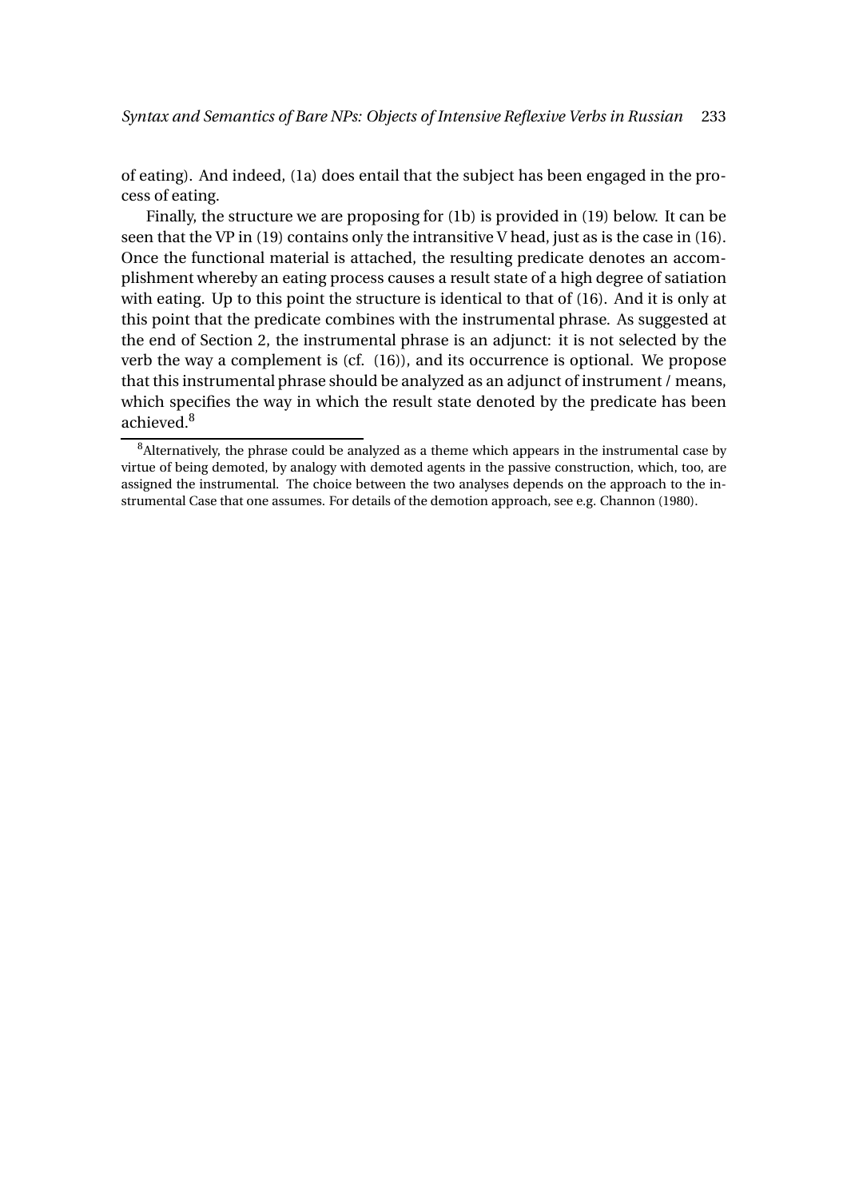of eating). And indeed, (1a) does entail that the subject has been engaged in the process of eating.

Finally, the structure we are proposing for (1b) is provided in (19) below. It can be seen that the VP in (19) contains only the intransitive V head, just as is the case in (16). Once the functional material is attached, the resulting predicate denotes an accomplishment whereby an eating process causes a result state of a high degree of satiation with eating. Up to this point the structure is identical to that of (16). And it is only at this point that the predicate combines with the instrumental phrase. As suggested at the end of Section 2, the instrumental phrase is an adjunct: it is not selected by the verb the way a complement is (cf. (16)), and its occurrence is optional. We propose that this instrumental phrase should be analyzed as an adjunct of instrument / means, which specifies the way in which the result state denoted by the predicate has been achieved.[8]

---

[8]Alternatively, the phrase could be analyzed as a theme which appears in the instrumental case by virtue of being demoted, by analogy with demoted agents in the passive construction, which, too, are assigned the instrumental. The choice between the two analyses depends on the approach to the instrumental Case that one assumes. For details of the demotion approach, see e.g. Channon (1980).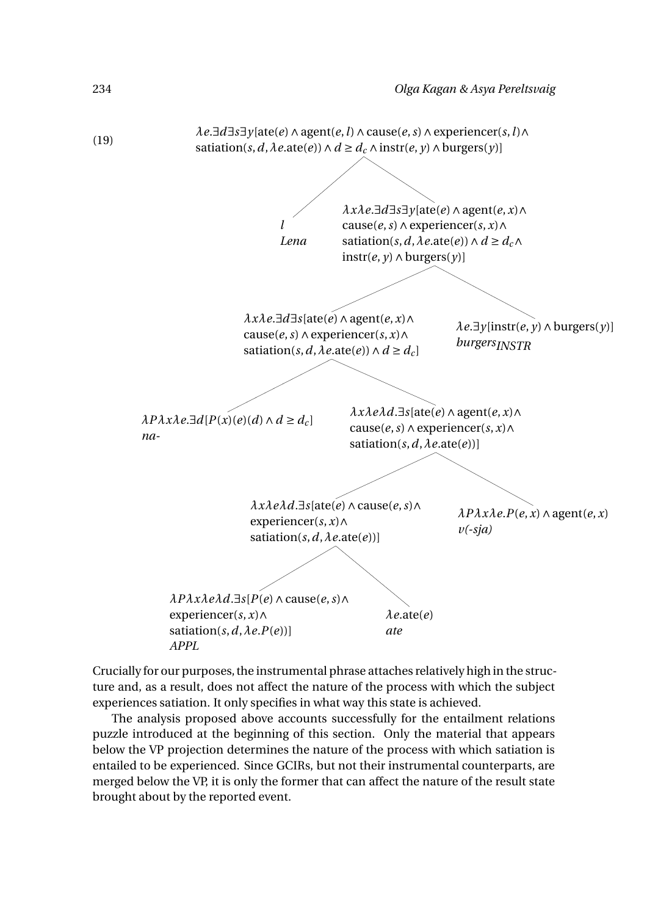(19)

Tree structure (top-down):

- $\lambda e.\exists d \exists s \exists y[\text{ate}(e) \wedge \text{agent}(e,l) \wedge \text{cause}(e,s) \wedge \text{experiencer}(s,l) \wedge \text{satiation}(s,d,\lambda e.\text{ate}(e)) \wedge d \geq d_c \wedge \text{instr}(e,y) \wedge \text{burgers}(y)]$
  - $l$ *Lena*
  - $\lambda x \lambda e.\exists d \exists s \exists y[\text{ate}(e) \wedge \text{agent}(e,x) \wedge \text{cause}(e,s) \wedge \text{experiencer}(s,x) \wedge \text{satiation}(s,d,\lambda e.\text{ate}(e)) \wedge d \geq d_c \wedge \text{instr}(e,y) \wedge \text{burgers}(y)]$
    - $\lambda x \lambda e.\exists d \exists s[\text{ate}(e) \wedge \text{agent}(e,x) \wedge \text{cause}(e,s) \wedge \text{experiencer}(s,x) \wedge \text{satiation}(s,d,\lambda e.\text{ate}(e)) \wedge d \geq d_c]$
      - $\lambda P \lambda x \lambda e.\exists d[P(x)(e)(d) \wedge d \geq d_c]$ *na-*
      - $\lambda x \lambda e \lambda d.\exists s[\text{ate}(e) \wedge \text{agent}(e,x) \wedge \text{cause}(e,s) \wedge \text{experiencer}(s,x) \wedge \text{satiation}(s,d,\lambda e.\text{ate}(e))]$
        - $\lambda x \lambda e \lambda d.\exists s[\text{ate}(e) \wedge \text{cause}(e,s) \wedge \text{experiencer}(s,x) \wedge \text{satiation}(s,d,\lambda e.\text{ate}(e))]$
          - $\lambda P \lambda x \lambda e \lambda d.\exists s[P(e) \wedge \text{cause}(e,s) \wedge \text{experiencer}(s,x) \wedge \text{satiation}(s,d,\lambda e.P(e))]$ *APPL*
          - $\lambda e.\text{ate}(e)$ *ate*
        - $\lambda P \lambda x \lambda e.P(e,x) \wedge \text{agent}(e,x)$ *v(-sja)*
    - $\lambda e.\exists y[\text{instr}(e,y) \wedge \text{burgers}(y)]$ *burgers*$_{INSTR}$

Crucially for our purposes, the instrumental phrase attaches relatively high in the structure and, as a result, does not affect the nature of the process with which the subject experiences satiation. It only specifies in what way this state is achieved.

The analysis proposed above accounts successfully for the entailment relations puzzle introduced at the beginning of this section. Only the material that appears below the VP projection determines the nature of the process with which satiation is entailed to be experienced. Since GCIRs, but not their instrumental counterparts, are merged below the VP, it is only the former that can affect the nature of the result state brought about by the reported event.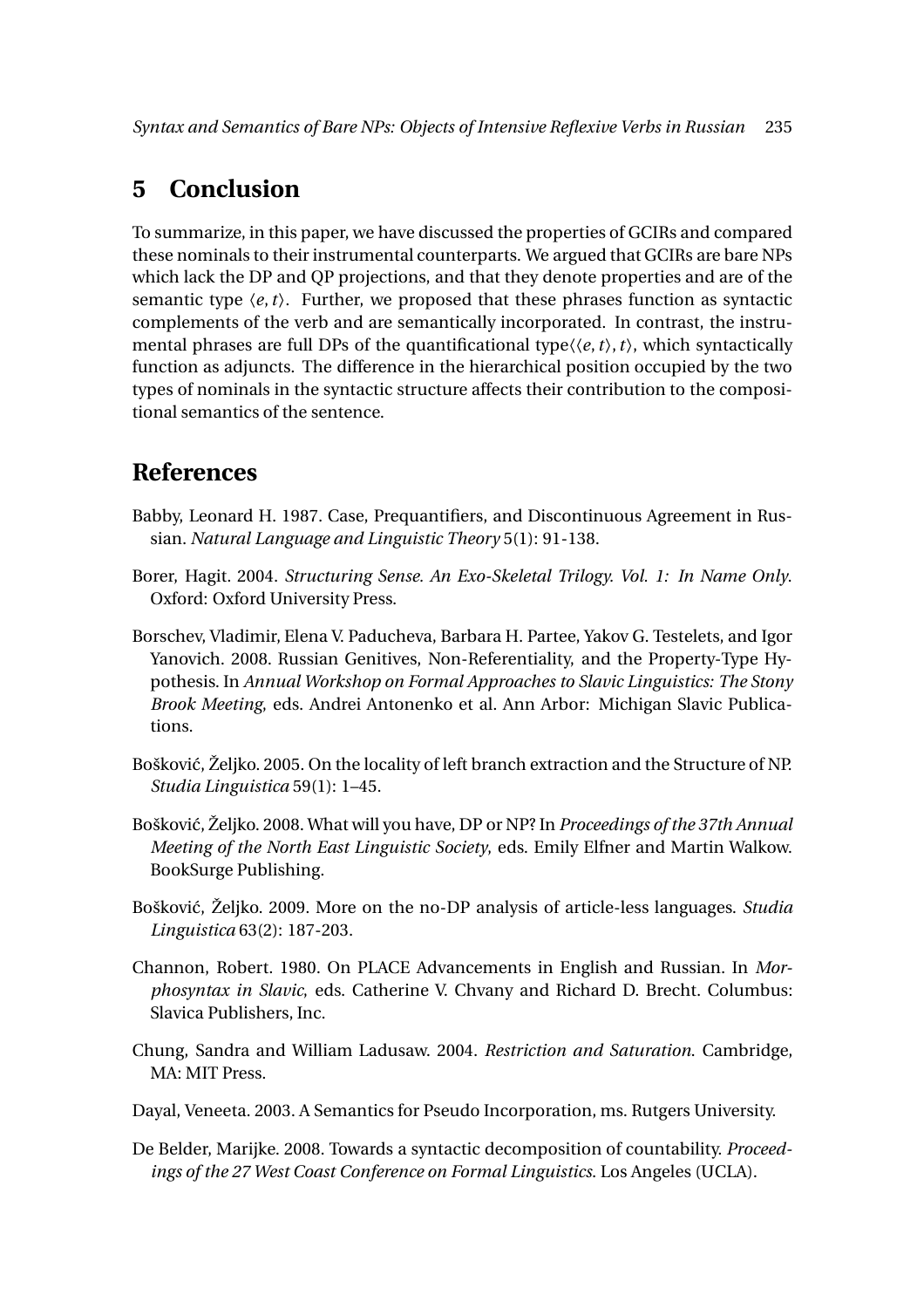## 5 Conclusion

To summarize, in this paper, we have discussed the properties of GCIRs and compared these nominals to their instrumental counterparts. We argued that GCIRs are bare NPs which lack the DP and QP projections, and that they denote properties and are of the semantic type $\langle e, t \rangle$. Further, we proposed that these phrases function as syntactic complements of the verb and are semantically incorporated. In contrast, the instrumental phrases are full DPs of the quantificational type$\langle \langle e, t \rangle, t \rangle$, which syntactically function as adjuncts. The difference in the hierarchical position occupied by the two types of nominals in the syntactic structure affects their contribution to the compositional semantics of the sentence.

## References

Babby, Leonard H. 1987. Case, Prequantifiers, and Discontinuous Agreement in Russian. *Natural Language and Linguistic Theory* 5(1): 91-138.

Borer, Hagit. 2004. *Structuring Sense. An Exo-Skeletal Trilogy. Vol. 1: In Name Only*. Oxford: Oxford University Press.

Borschev, Vladimir, Elena V. Paducheva, Barbara H. Partee, Yakov G. Testelets, and Igor Yanovich. 2008. Russian Genitives, Non-Referentiality, and the Property-Type Hypothesis. In *Annual Workshop on Formal Approaches to Slavic Linguistics: The Stony Brook Meeting*, eds. Andrei Antonenko et al. Ann Arbor: Michigan Slavic Publications.

Bošković, Željko. 2005. On the locality of left branch extraction and the Structure of NP. *Studia Linguistica* 59(1): 1–45.

Bošković, Željko. 2008. What will you have, DP or NP? In *Proceedings of the 37th Annual Meeting of the North East Linguistic Society*, eds. Emily Elfner and Martin Walkow. BookSurge Publishing.

Bošković, Željko. 2009. More on the no-DP analysis of article-less languages. *Studia Linguistica* 63(2): 187-203.

Channon, Robert. 1980. On PLACE Advancements in English and Russian. In *Morphosyntax in Slavic*, eds. Catherine V. Chvany and Richard D. Brecht. Columbus: Slavica Publishers, Inc.

Chung, Sandra and William Ladusaw. 2004. *Restriction and Saturation*. Cambridge, MA: MIT Press.

Dayal, Veneeta. 2003. A Semantics for Pseudo Incorporation, ms. Rutgers University.

De Belder, Marijke. 2008. Towards a syntactic decomposition of countability. *Proceedings of the 27 West Coast Conference on Formal Linguistics*. Los Angeles (UCLA).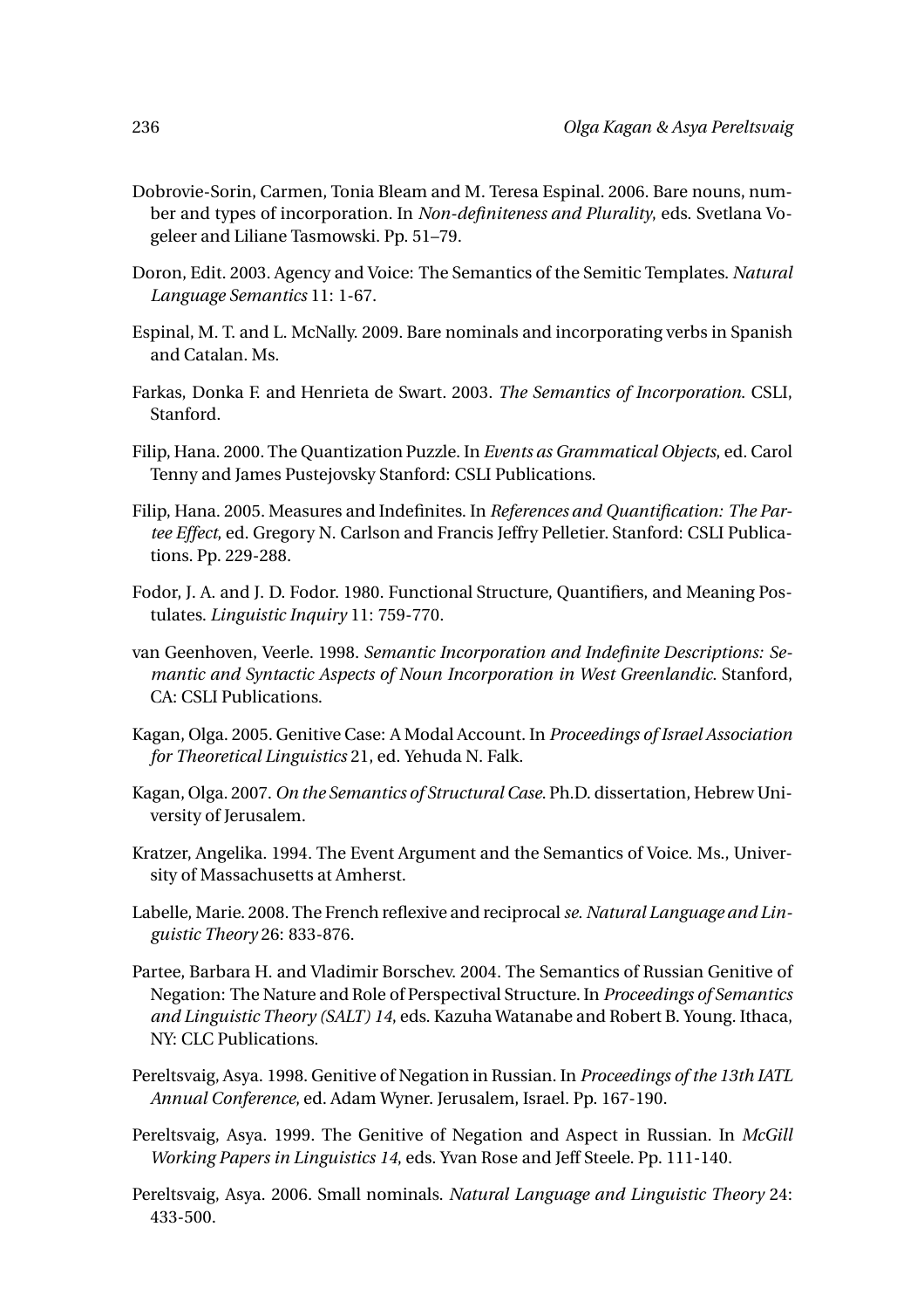Dobrovie-Sorin, Carmen, Tonia Bleam and M. Teresa Espinal. 2006. Bare nouns, number and types of incorporation. In *Non-definiteness and Plurality*, eds. Svetlana Vogeleer and Liliane Tasmowski. Pp. 51–79.

Doron, Edit. 2003. Agency and Voice: The Semantics of the Semitic Templates. *Natural Language Semantics* 11: 1-67.

Espinal, M. T. and L. McNally. 2009. Bare nominals and incorporating verbs in Spanish and Catalan. Ms.

Farkas, Donka F. and Henrieta de Swart. 2003. *The Semantics of Incorporation*. CSLI, Stanford.

Filip, Hana. 2000. The Quantization Puzzle. In *Events as Grammatical Objects*, ed. Carol Tenny and James Pustejovsky Stanford: CSLI Publications.

Filip, Hana. 2005. Measures and Indefinites. In *References and Quantification: The Partee Effect*, ed. Gregory N. Carlson and Francis Jeffry Pelletier. Stanford: CSLI Publications. Pp. 229-288.

Fodor, J. A. and J. D. Fodor. 1980. Functional Structure, Quantifiers, and Meaning Postulates. *Linguistic Inquiry* 11: 759-770.

van Geenhoven, Veerle. 1998. *Semantic Incorporation and Indefinite Descriptions: Semantic and Syntactic Aspects of Noun Incorporation in West Greenlandic*. Stanford, CA: CSLI Publications.

Kagan, Olga. 2005. Genitive Case: A Modal Account. In *Proceedings of Israel Association for Theoretical Linguistics* 21, ed. Yehuda N. Falk.

Kagan, Olga. 2007. *On the Semantics of Structural Case*. Ph.D. dissertation, Hebrew University of Jerusalem.

Kratzer, Angelika. 1994. The Event Argument and the Semantics of Voice. Ms., University of Massachusetts at Amherst.

Labelle, Marie. 2008. The French reflexive and reciprocal *se*. *Natural Language and Linguistic Theory* 26: 833-876.

Partee, Barbara H. and Vladimir Borschev. 2004. The Semantics of Russian Genitive of Negation: The Nature and Role of Perspectival Structure. In *Proceedings of Semantics and Linguistic Theory (SALT) 14*, eds. Kazuha Watanabe and Robert B. Young. Ithaca, NY: CLC Publications.

Pereltsvaig, Asya. 1998. Genitive of Negation in Russian. In *Proceedings of the 13th IATL Annual Conference*, ed. Adam Wyner. Jerusalem, Israel. Pp. 167-190.

Pereltsvaig, Asya. 1999. The Genitive of Negation and Aspect in Russian. In *McGill Working Papers in Linguistics 14*, eds. Yvan Rose and Jeff Steele. Pp. 111-140.

Pereltsvaig, Asya. 2006. Small nominals. *Natural Language and Linguistic Theory* 24: 433-500.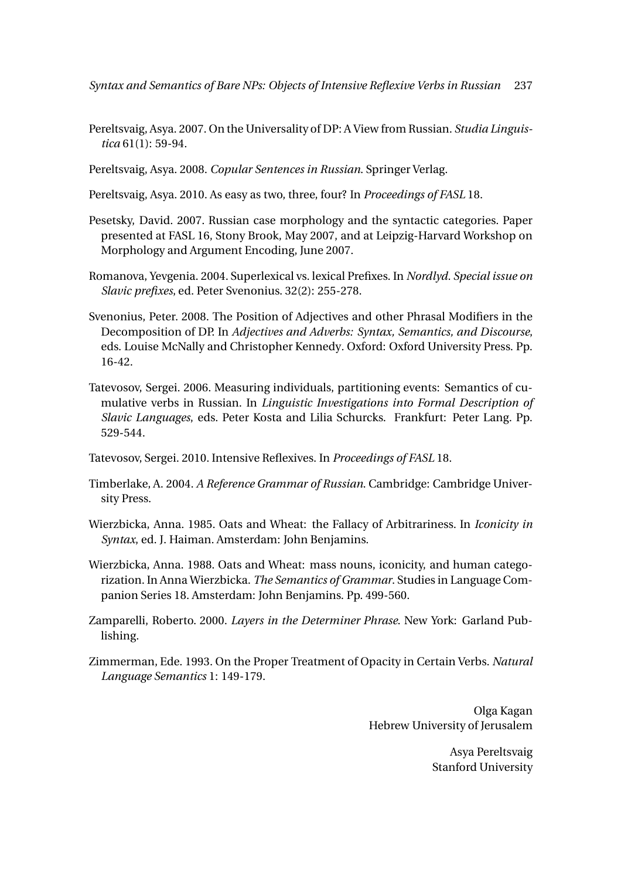Pereltsvaig, Asya. 2007. On the Universality of DP: A View from Russian. *Studia Linguistica* 61(1): 59-94.

Pereltsvaig, Asya. 2008. *Copular Sentences in Russian*. Springer Verlag.

Pereltsvaig, Asya. 2010. As easy as two, three, four? In *Proceedings of FASL* 18.

Pesetsky, David. 2007. Russian case morphology and the syntactic categories. Paper presented at FASL 16, Stony Brook, May 2007, and at Leipzig-Harvard Workshop on Morphology and Argument Encoding, June 2007.

Romanova, Yevgenia. 2004. Superlexical vs. lexical Prefixes. In *Nordlyd. Special issue on Slavic prefixes*, ed. Peter Svenonius. 32(2): 255-278.

Svenonius, Peter. 2008. The Position of Adjectives and other Phrasal Modifiers in the Decomposition of DP. In *Adjectives and Adverbs: Syntax, Semantics, and Discourse*, eds. Louise McNally and Christopher Kennedy. Oxford: Oxford University Press. Pp. 16-42.

Tatevosov, Sergei. 2006. Measuring individuals, partitioning events: Semantics of cumulative verbs in Russian. In *Linguistic Investigations into Formal Description of Slavic Languages*, eds. Peter Kosta and Lilia Schurcks. Frankfurt: Peter Lang. Pp. 529-544.

Tatevosov, Sergei. 2010. Intensive Reflexives. In *Proceedings of FASL* 18.

Timberlake, A. 2004. *A Reference Grammar of Russian*. Cambridge: Cambridge University Press.

Wierzbicka, Anna. 1985. Oats and Wheat: the Fallacy of Arbitrariness. In *Iconicity in Syntax*, ed. J. Haiman. Amsterdam: John Benjamins.

Wierzbicka, Anna. 1988. Oats and Wheat: mass nouns, iconicity, and human categorization. In Anna Wierzbicka. *The Semantics of Grammar*. Studies in Language Companion Series 18. Amsterdam: John Benjamins. Pp. 499-560.

Zamparelli, Roberto. 2000. *Layers in the Determiner Phrase*. New York: Garland Publishing.

Zimmerman, Ede. 1993. On the Proper Treatment of Opacity in Certain Verbs. *Natural Language Semantics* 1: 149-179.

Olga Kagan
Hebrew University of Jerusalem

Asya Pereltsvaig
Stanford University